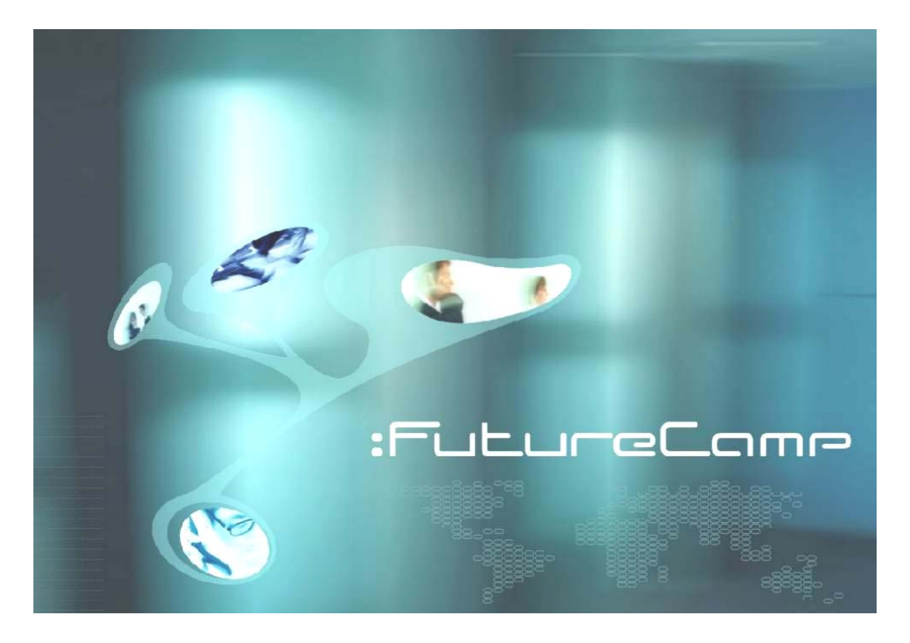:FutureCamp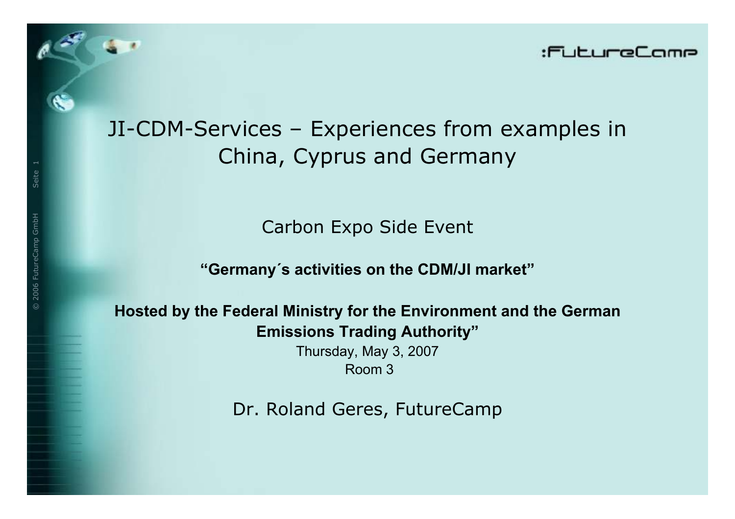# JI-CDM-Services – Experiences from examples in China, Cyprus and Germany

Carbon Expo Side Event

**"Germany´s activities on the CDM/JI market"**

**Hosted by the Federal Ministry for the Environment and the German Emissions Trading Authority"**

Thursday, May 3, 2007

Room 3

Dr. Roland Geres, FutureCamp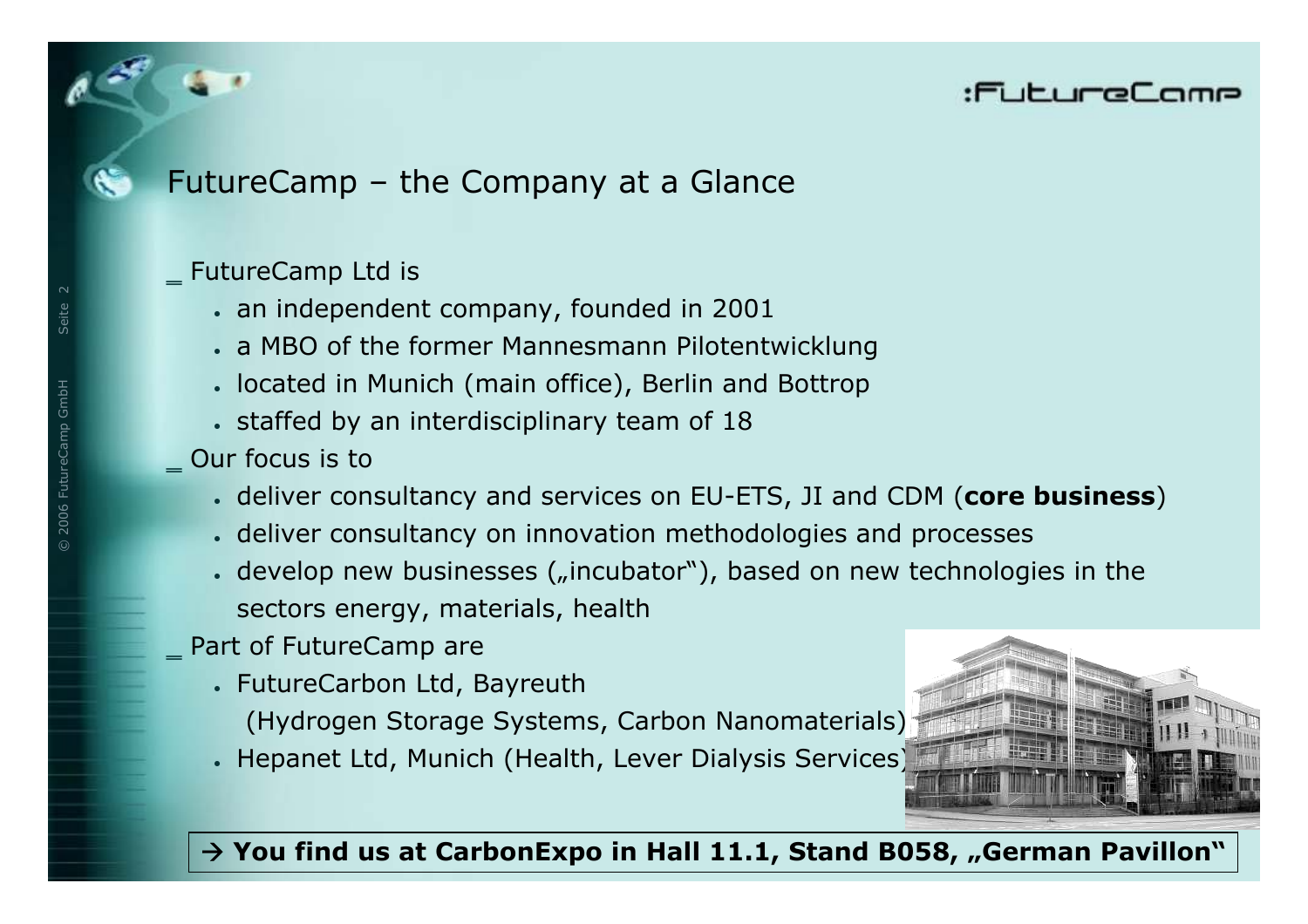## FutureCamp – the Company at a Glance

- FutureCamp Ltd is
  - an independent company, founded in 2001
  - a MBO of the former Mannesmann Pilotentwicklung
  - located in Munich (main office), Berlin and Bottrop
  - staffed by an interdisciplinary team of 18
- Our focus is to
  - deliver consultancy and services on EU-ETS, JI and CDM (**core business**)
  - deliver consultancy on innovation methodologies and processes
  - develop new businesses („incubator"), based on new technologies in the sectors energy, materials, health
- Part of FutureCamp are
  - FutureCarbon Ltd, Bayreuth (Hydrogen Storage Systems, Carbon Nanomaterials)
  - Hepanet Ltd, Munich (Health, Lever Dialysis Services)

**→ You find us at CarbonExpo in Hall 11.1, Stand B058, „German Pavillon"**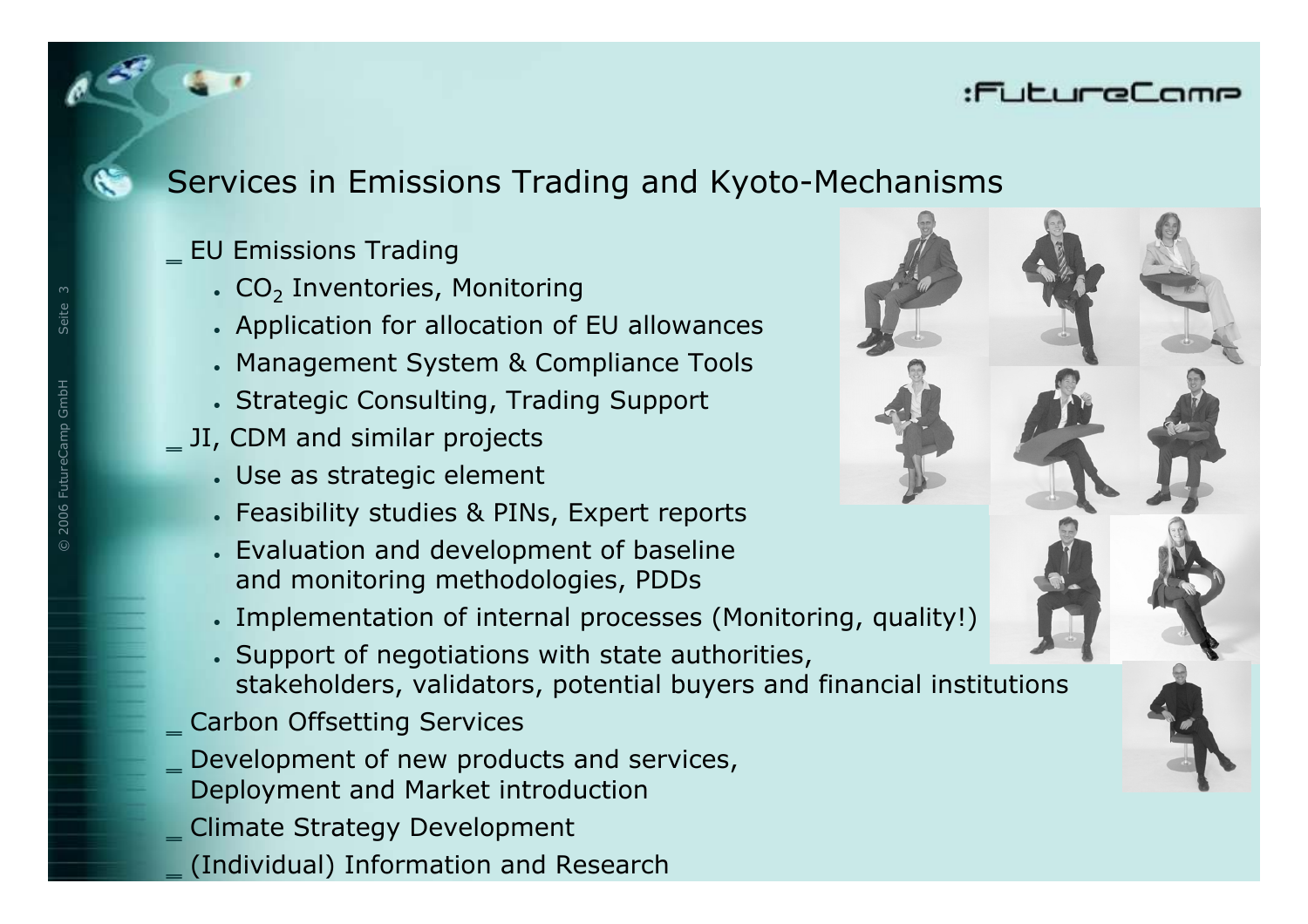## Services in Emissions Trading and Kyoto-Mechanisms

- EU Emissions Trading
  - $CO_2$ Inventories, Monitoring
  - Application for allocation of EU allowances
  - Management System & Compliance Tools
  - Strategic Consulting, Trading Support
- JI, CDM and similar projects
  - Use as strategic element
  - Feasibility studies & PINs, Expert reports
  - Evaluation and development of baseline and monitoring methodologies, PDDs
  - Implementation of internal processes (Monitoring, quality!)
  - Support of negotiations with state authorities, stakeholders, validators, potential buyers and financial institutions
- Carbon Offsetting Services
- Development of new products and services, Deployment and Market introduction
- Climate Strategy Development
- (Individual) Information and Research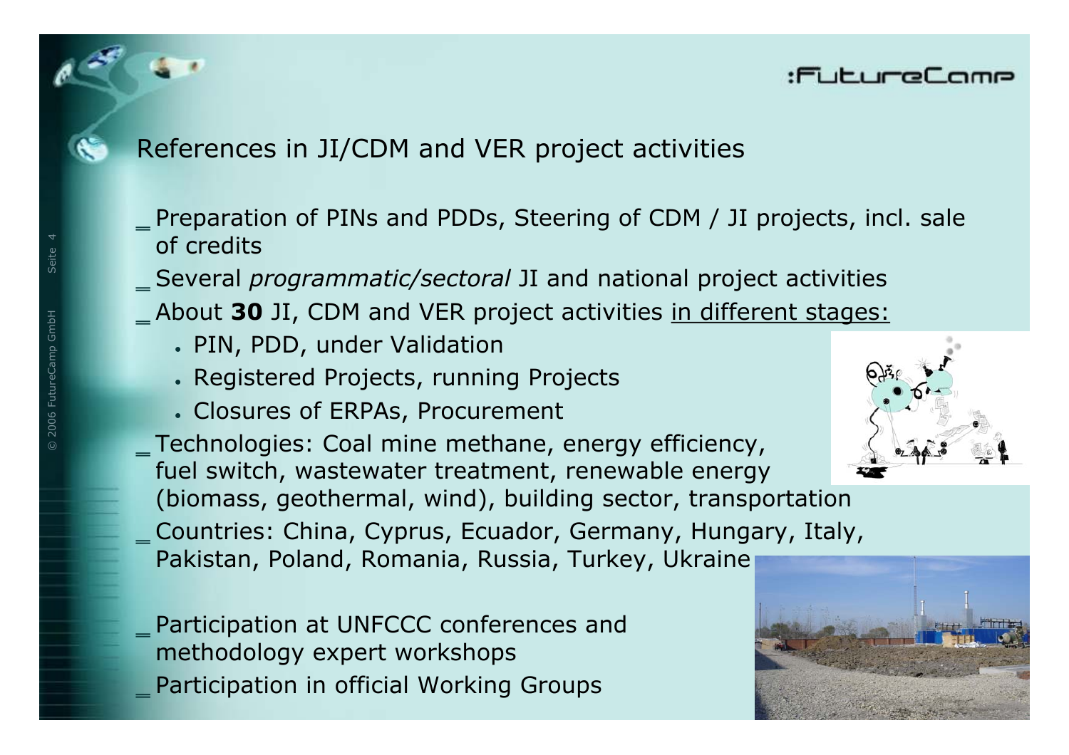## References in JI/CDM and VER project activities

- Preparation of PINs and PDDs, Steering of CDM / JI projects, incl. sale of credits
- Several *programmatic/sectoral* JI and national project activities
- About **30** JI, CDM and VER project activities <u>in different stages:</u>
  - PIN, PDD, under Validation
  - Registered Projects, running Projects
  - Closures of ERPAs, Procurement
- Technologies: Coal mine methane, energy efficiency, fuel switch, wastewater treatment, renewable energy (biomass, geothermal, wind), building sector, transportation
- Countries: China, Cyprus, Ecuador, Germany, Hungary, Italy, Pakistan, Poland, Romania, Russia, Turkey, Ukraine

- Participation at UNFCCC conferences and methodology expert workshops
- Participation in official Working Groups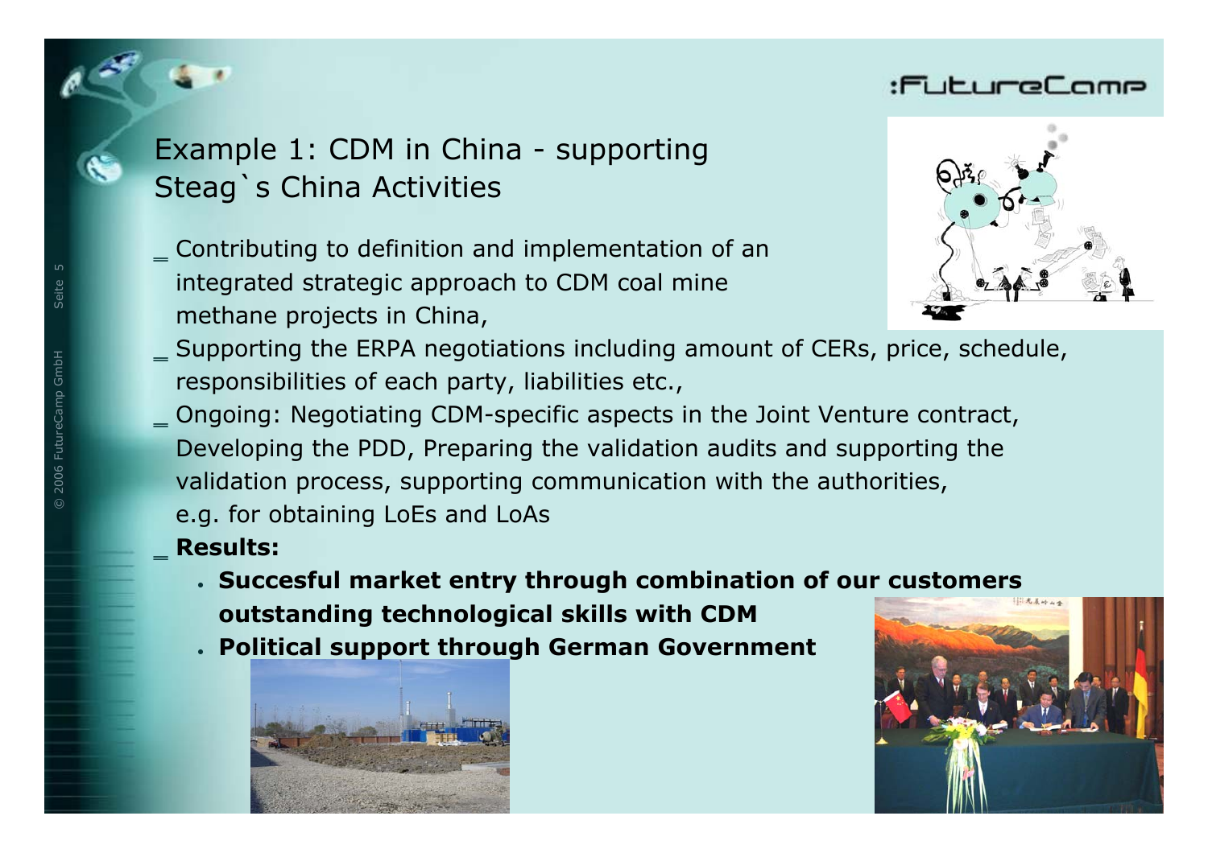# Example 1: CDM in China - supporting Steag`s China Activities

- Contributing to definition and implementation of an integrated strategic approach to CDM coal mine methane projects in China,
- Supporting the ERPA negotiations including amount of CERs, price, schedule, responsibilities of each party, liabilities etc.,
- Ongoing: Negotiating CDM-specific aspects in the Joint Venture contract, Developing the PDD, Preparing the validation audits and supporting the validation process, supporting communication with the authorities, e.g. for obtaining LoEs and LoAs
- **Results:**
  - **Succesful market entry through combination of our customers outstanding technological skills with CDM**
  - **Political support through German Government**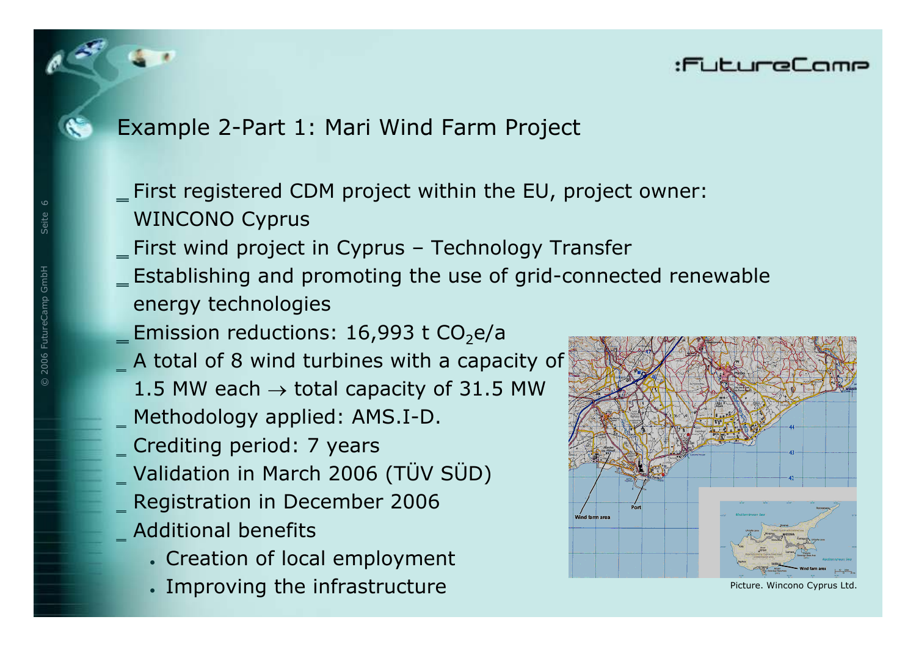## Example 2-Part 1: Mari Wind Farm Project

- First registered CDM project within the EU, project owner: WINCONO Cyprus
- First wind project in Cyprus – Technology Transfer
- Establishing and promoting the use of grid-connected renewable energy technologies
- Emission reductions: 16,993 t $CO_2e/a$
- A total of 8 wind turbines with a capacity of 1.5 MW each → total capacity of 31.5 MW
- Methodology applied: AMS.I-D.
- Crediting period: 7 years
- Validation in March 2006 (TÜV SÜD)
- Registration in December 2006
- Additional benefits
  - Creation of local employment
  - Improving the infrastructure

Picture. Wincono Cyprus Ltd.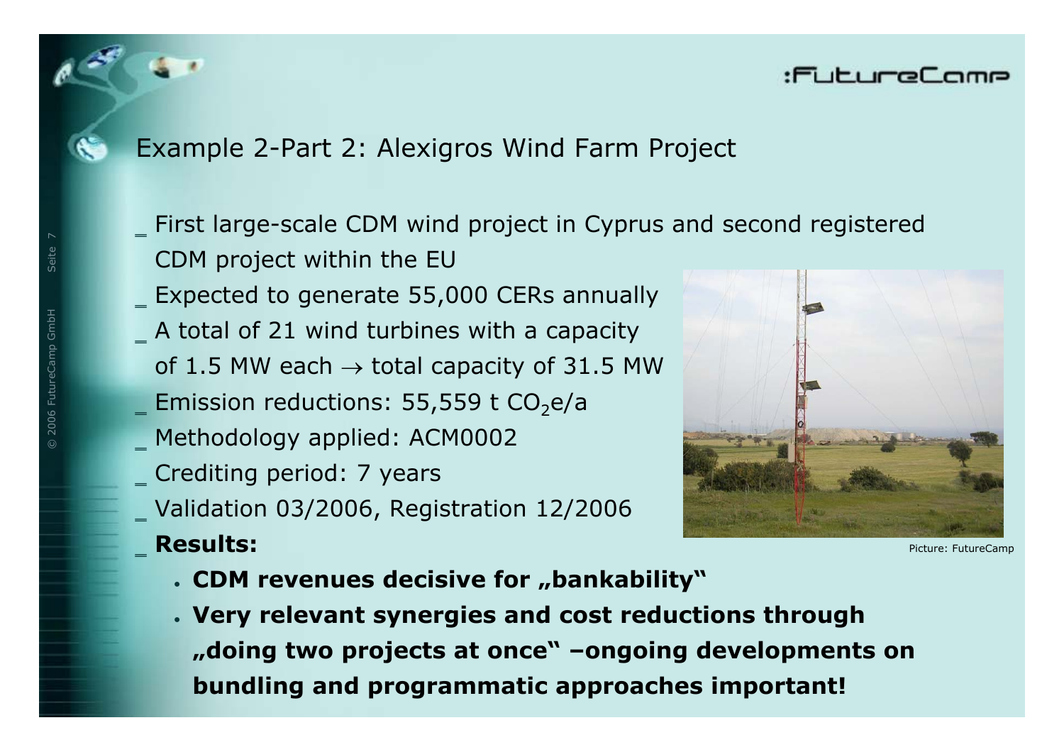## Example 2-Part 2: Alexigros Wind Farm Project

- First large-scale CDM wind project in Cyprus and second registered CDM project within the EU
- Expected to generate 55,000 CERs annually
- A total of 21 wind turbines with a capacity of 1.5 MW each → total capacity of 31.5 MW
- Emission reductions: 55,559 t $CO_2$e/a
- Methodology applied: ACM0002
- Crediting period: 7 years
- Validation 03/2006, Registration 12/2006
- **Results:**
  - **CDM revenues decisive for „bankability"**
  - **Very relevant synergies and cost reductions through „doing two projects at once" –ongoing developments on bundling and programmatic approaches important!**

Picture: FutureCamp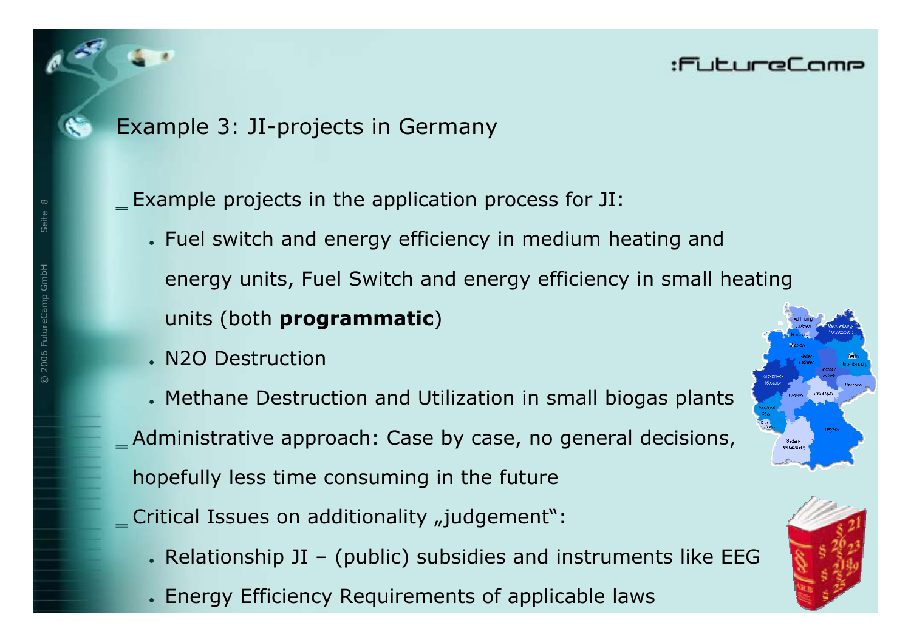# Example 3: JI-projects in Germany

- Example projects in the application process for JI:
  - Fuel switch and energy efficiency in medium heating and energy units, Fuel Switch and energy efficiency in small heating units (both **programmatic**)
  - N2O Destruction
  - Methane Destruction and Utilization in small biogas plants
- Administrative approach: Case by case, no general decisions, hopefully less time consuming in the future
- Critical Issues on additionality „judgement":
  - Relationship JI – (public) subsidies and instruments like EEG
  - Energy Efficiency Requirements of applicable laws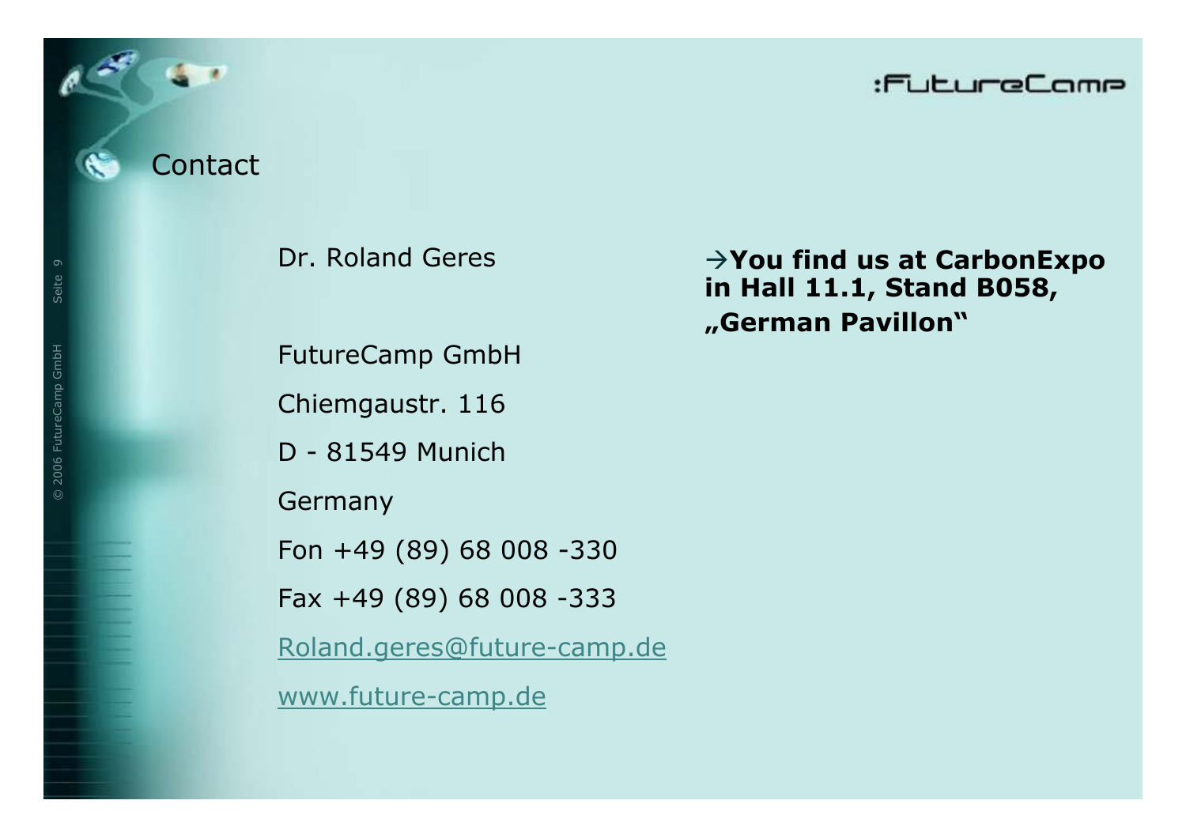## Contact

Dr. Roland Geres

FutureCamp GmbH

Chiemgaustr. 116

D - 81549 Munich

Germany

Fon +49 (89) 68 008 -330

Fax +49 (89) 68 008 -333

Roland.geres@future-camp.de

www.future-camp.de

**→You find us at CarbonExpo in Hall 11.1, Stand B058, „German Pavillon“**